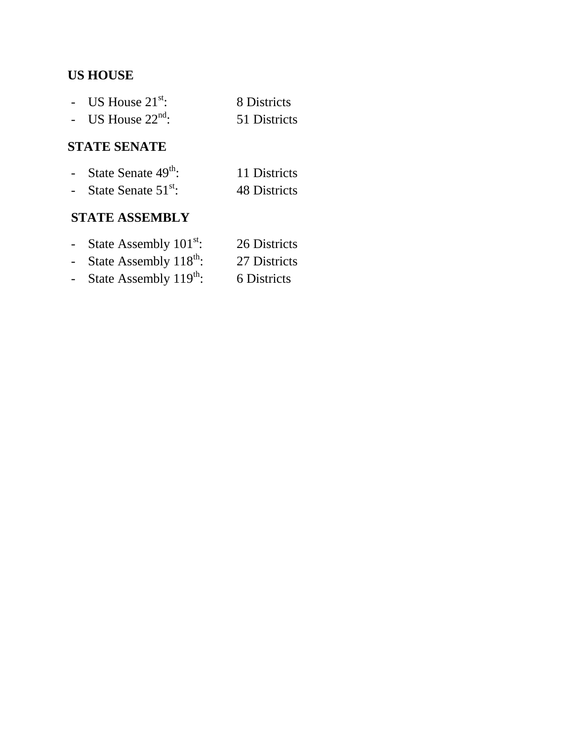**US HOUSE**

- US House 21st: 8 Districts
- US House 22nd: 51 Districts

**STATE SENATE**

- State Senate 49th: 11 Districts
- State Senate 51st: 48 Districts

**STATE ASSEMBLY**

- State Assembly 101st: 26 Districts
- State Assembly 118th: 27 Districts
- State Assembly 119th: 6 Districts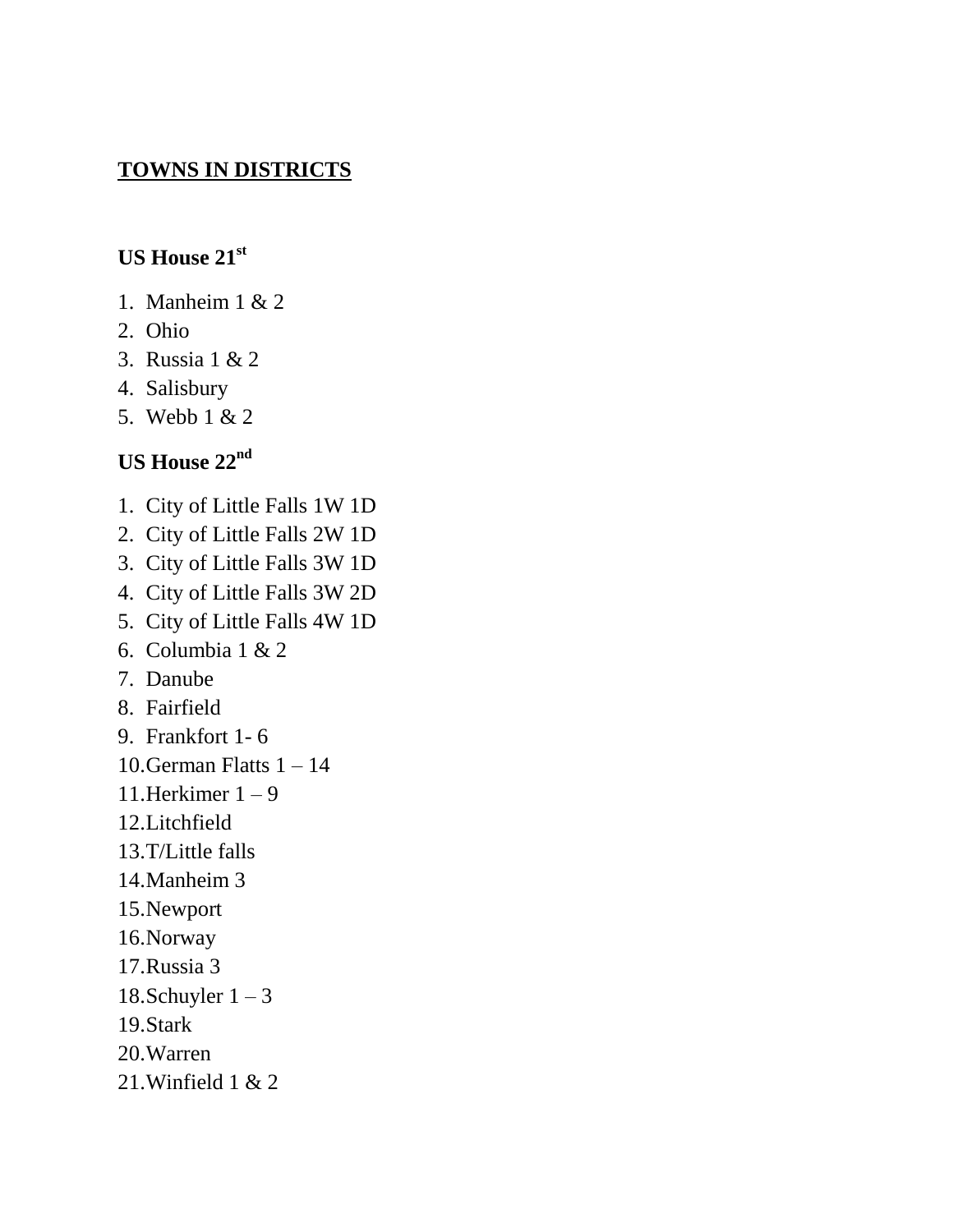**TOWNS IN DISTRICTS**

**US House 21st**

1. Manheim 1 & 2
2. Ohio
3. Russia 1 & 2
4. Salisbury
5. Webb 1 & 2

**US House 22nd**

1. City of Little Falls 1W 1D
2. City of Little Falls 2W 1D
3. City of Little Falls 3W 1D
4. City of Little Falls 3W 2D
5. City of Little Falls 4W 1D
6. Columbia 1 & 2
7. Danube
8. Fairfield
9. Frankfort 1- 6
10. German Flatts 1 – 14
11. Herkimer 1 – 9
12. Litchfield
13. T/Little falls
14. Manheim 3
15. Newport
16. Norway
17. Russia 3
18. Schuyler 1 – 3
19. Stark
20. Warren
21. Winfield 1 & 2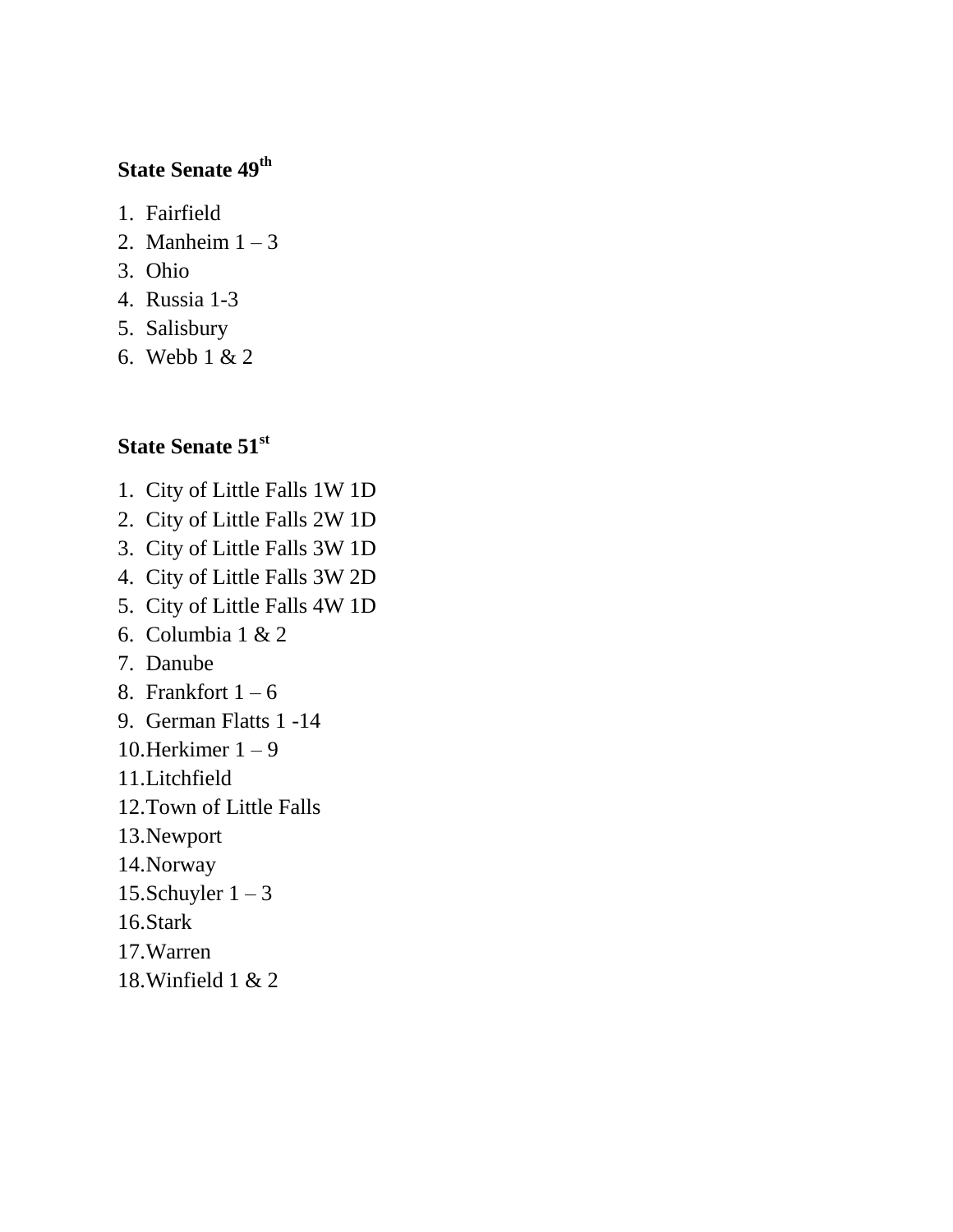**State Senate 49th**

1. Fairfield
2. Manheim 1 – 3
3. Ohio
4. Russia 1-3
5. Salisbury
6. Webb 1 & 2

**State Senate 51st**

1. City of Little Falls 1W 1D
2. City of Little Falls 2W 1D
3. City of Little Falls 3W 1D
4. City of Little Falls 3W 2D
5. City of Little Falls 4W 1D
6. Columbia 1 & 2
7. Danube
8. Frankfort 1 – 6
9. German Flatts 1 -14
10. Herkimer 1 – 9
11. Litchfield
12. Town of Little Falls
13. Newport
14. Norway
15. Schuyler 1 – 3
16. Stark
17. Warren
18. Winfield 1 & 2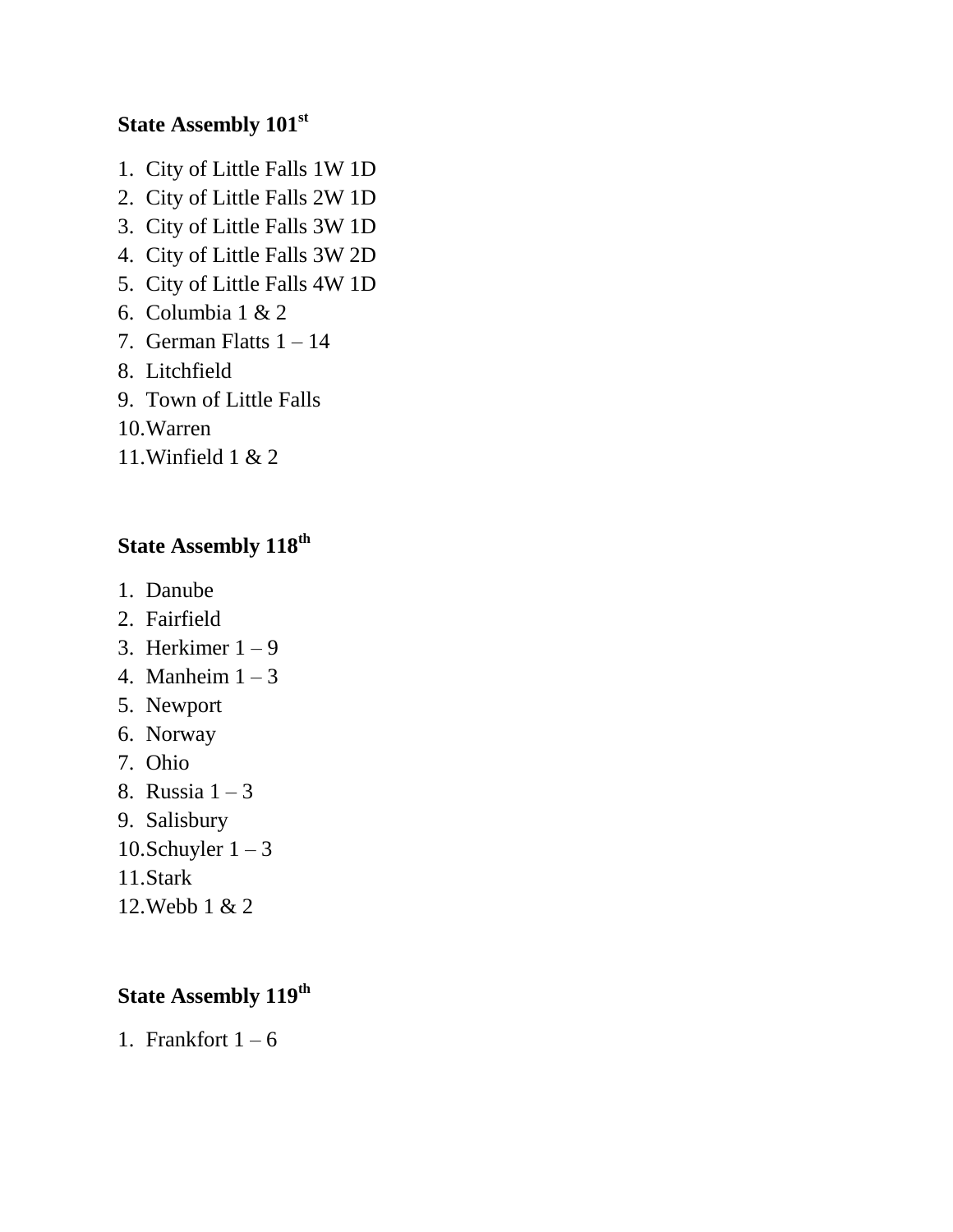### State Assembly 101st

1. City of Little Falls 1W 1D
2. City of Little Falls 2W 1D
3. City of Little Falls 3W 1D
4. City of Little Falls 3W 2D
5. City of Little Falls 4W 1D
6. Columbia 1 & 2
7. German Flatts 1 – 14
8. Litchfield
9. Town of Little Falls
10. Warren
11. Winfield 1 & 2

### State Assembly 118th

1. Danube
2. Fairfield
3. Herkimer 1 – 9
4. Manheim 1 – 3
5. Newport
6. Norway
7. Ohio
8. Russia 1 – 3
9. Salisbury
10. Schuyler 1 – 3
11. Stark
12. Webb 1 & 2

### State Assembly 119th

1. Frankfort 1 – 6